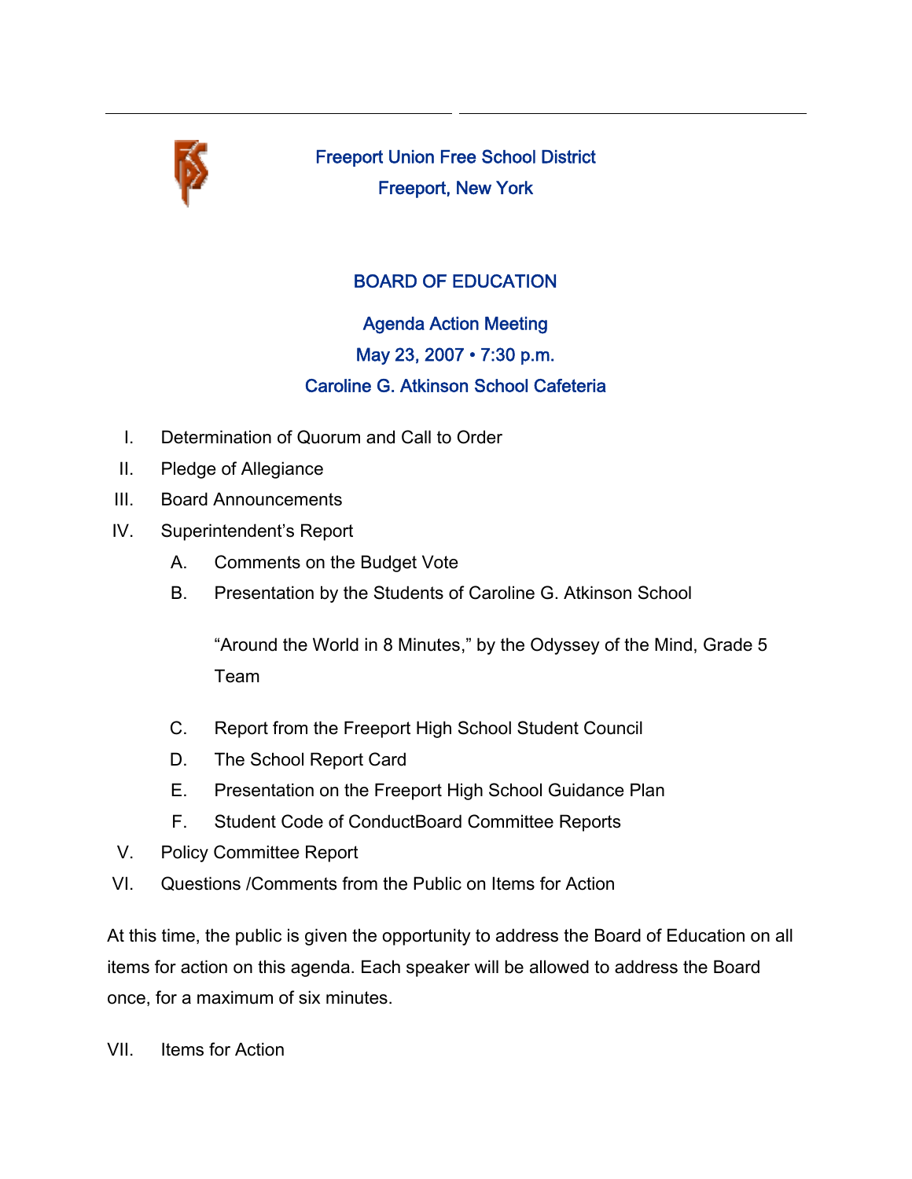# Freeport Union Free School District

Freeport, New York

## BOARD OF EDUCATION

Agenda Action Meeting

May 23, 2007 • 7:30 p.m.

Caroline G. Atkinson School Cafeteria

I. Determination of Quorum and Call to Order

II. Pledge of Allegiance

III. Board Announcements

IV. Superintendent's Report

  A. Comments on the Budget Vote

  B. Presentation by the Students of Caroline G. Atkinson School

  "Around the World in 8 Minutes," by the Odyssey of the Mind, Grade 5 Team

  C. Report from the Freeport High School Student Council

  D. The School Report Card

  E. Presentation on the Freeport High School Guidance Plan

  F. Student Code of ConductBoard Committee Reports

V. Policy Committee Report

VI. Questions /Comments from the Public on Items for Action

At this time, the public is given the opportunity to address the Board of Education on all items for action on this agenda. Each speaker will be allowed to address the Board once, for a maximum of six minutes.

VII. Items for Action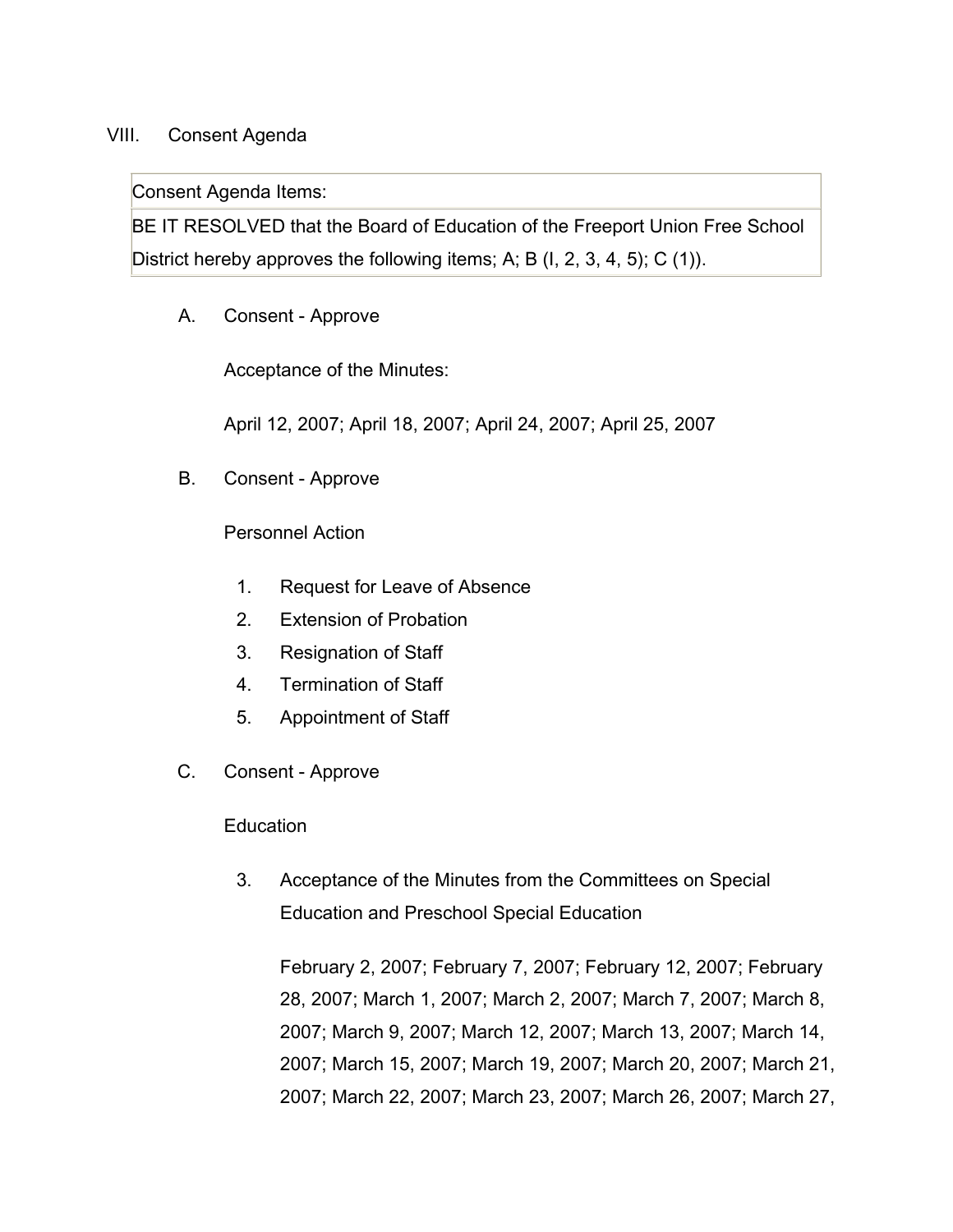VIII. Consent Agenda

| Consent Agenda Items: |
| --- |
| BE IT RESOLVED that the Board of Education of the Freeport Union Free School District hereby approves the following items; A; B (I, 2, 3, 4, 5); C (1)). |

A. Consent - Approve

Acceptance of the Minutes:

April 12, 2007; April 18, 2007; April 24, 2007; April 25, 2007

B. Consent - Approve

Personnel Action

1. Request for Leave of Absence
2. Extension of Probation
3. Resignation of Staff
4. Termination of Staff
5. Appointment of Staff

C. Consent - Approve

Education

3. Acceptance of the Minutes from the Committees on Special Education and Preschool Special Education

February 2, 2007; February 7, 2007; February 12, 2007; February 28, 2007; March 1, 2007; March 2, 2007; March 7, 2007; March 8, 2007; March 9, 2007; March 12, 2007; March 13, 2007; March 14, 2007; March 15, 2007; March 19, 2007; March 20, 2007; March 21, 2007; March 22, 2007; March 23, 2007; March 26, 2007; March 27,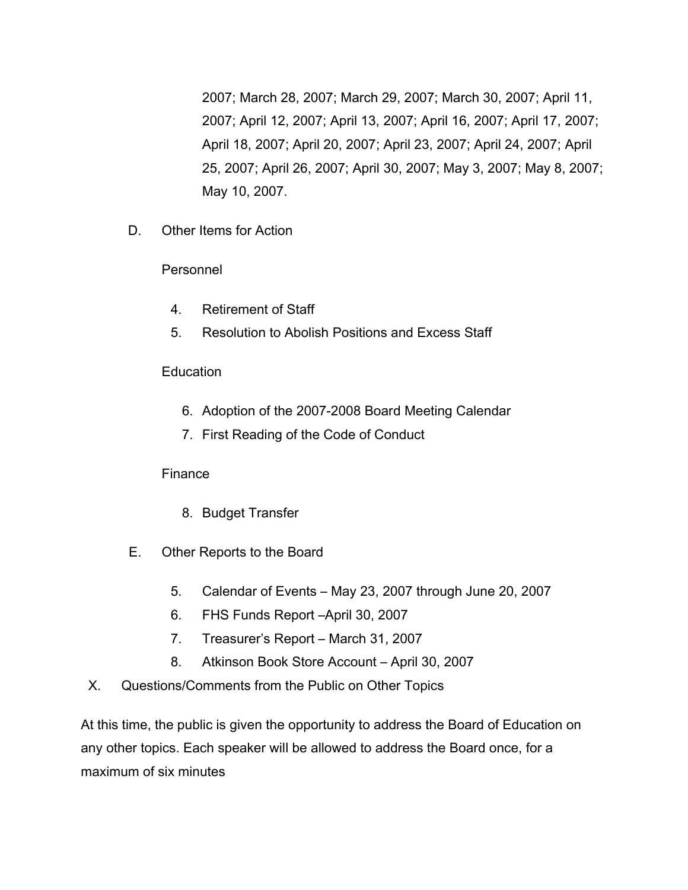2007; March 28, 2007; March 29, 2007; March 30, 2007; April 11, 2007; April 12, 2007; April 13, 2007; April 16, 2007; April 17, 2007; April 18, 2007; April 20, 2007; April 23, 2007; April 24, 2007; April 25, 2007; April 26, 2007; April 30, 2007; May 3, 2007; May 8, 2007; May 10, 2007.

D. Other Items for Action

Personnel

4. Retirement of Staff
5. Resolution to Abolish Positions and Excess Staff

Education

6. Adoption of the 2007-2008 Board Meeting Calendar
7. First Reading of the Code of Conduct

Finance

8. Budget Transfer

E. Other Reports to the Board

5. Calendar of Events – May 23, 2007 through June 20, 2007
6. FHS Funds Report –April 30, 2007
7. Treasurer's Report – March 31, 2007
8. Atkinson Book Store Account – April 30, 2007

X. Questions/Comments from the Public on Other Topics

At this time, the public is given the opportunity to address the Board of Education on any other topics. Each speaker will be allowed to address the Board once, for a maximum of six minutes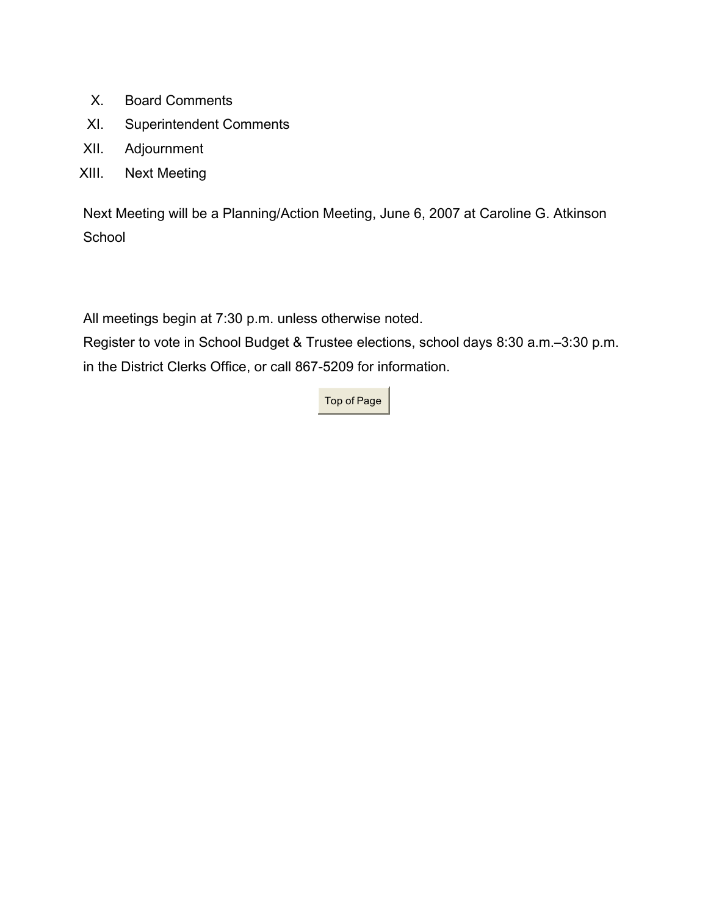X. Board Comments

XI. Superintendent Comments

XII. Adjournment

XIII. Next Meeting

Next Meeting will be a Planning/Action Meeting, June 6, 2007 at Caroline G. Atkinson School

All meetings begin at 7:30 p.m. unless otherwise noted.
Register to vote in School Budget & Trustee elections, school days 8:30 a.m.–3:30 p.m. in the District Clerks Office, or call 867-5209 for information.

Top of Page